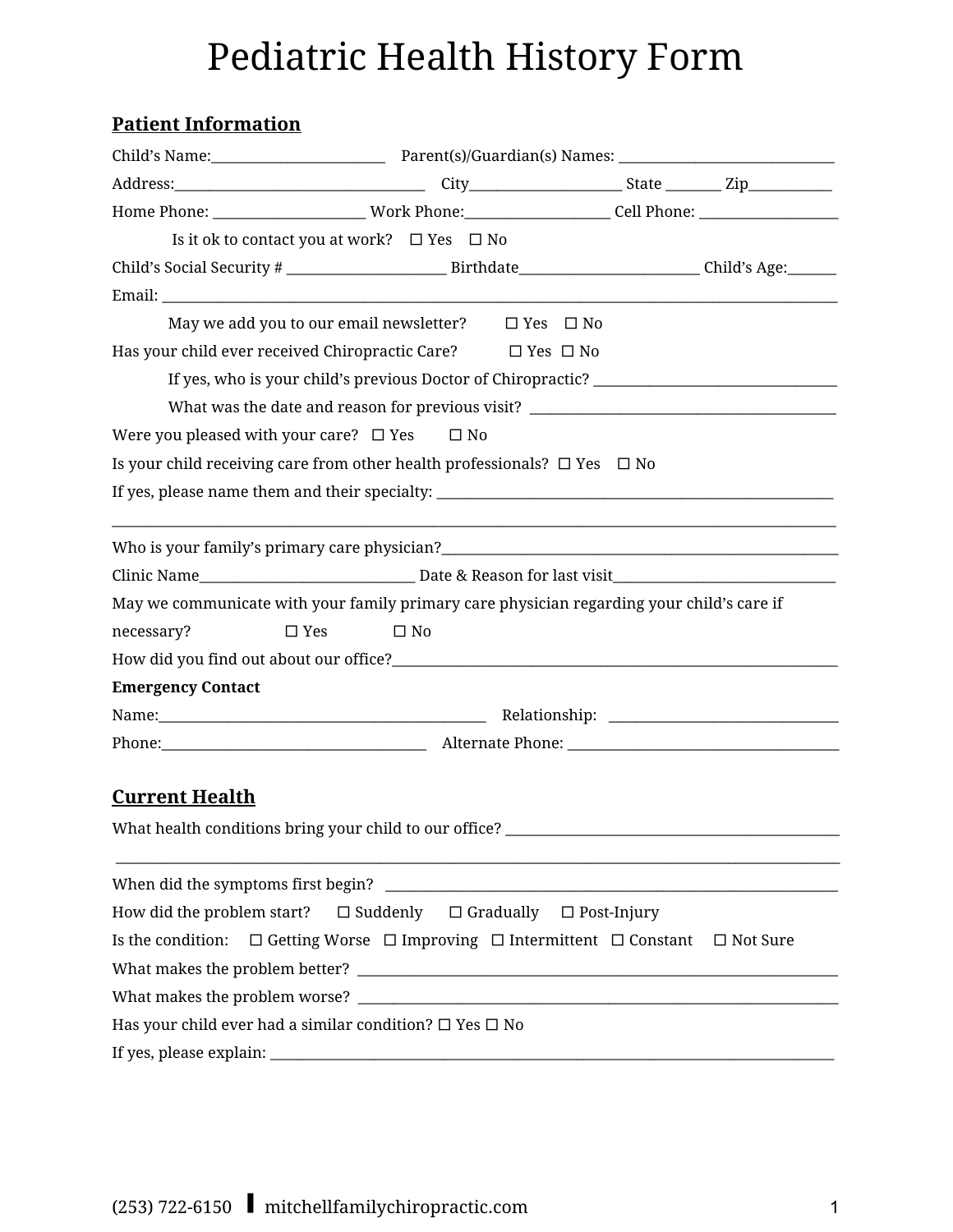# Pediatric Health History Form

## Patient Information

Child's Name:_________________________ Parent(s)/Guardian(s) Names: ______________________________

Address:___________________________________ City_____________________ State _______ Zip___________

Home Phone: _____________________ Work Phone:____________________ Cell Phone: ___________________

Is it ok to contact you at work? ☐ Yes ☐ No

Child's Social Security # _______________________ Birthdate_________________________ Child's Age:_______

Email: ____________________________________________________________________________________________

May we add you to our email newsletter? ☐ Yes ☐ No

Has your child ever received Chiropractic Care? ☐ Yes ☐ No

If yes, who is your child's previous Doctor of Chiropractic? __________________________________

What was the date and reason for previous visit? ___________________________________________

Were you pleased with your care? ☐ Yes ☐ No

Is your child receiving care from other health professionals? ☐ Yes ☐ No

If yes, please name them and their specialty: _______________________________________________________

____________________________________________________________________________________________________

Who is your family's primary care physician?___________________________________________________________

Clinic Name______________________________ Date & Reason for last visit______________________________

May we communicate with your family primary care physician regarding your child's care if necessary? ☐ Yes ☐ No

How did you find out about our office?________________________________________________________________

**Emergency Contact**

Name:_______________________________________________ Relationship: ________________________________

Phone:_____________________________________ Alternate Phone: ____________________________________

## Current Health

What health conditions bring your child to our office? ______________________________________________

____________________________________________________________________________________________________

When did the symptoms first begin? _________________________________________________________________

How did the problem start? ☐ Suddenly ☐ Gradually ☐ Post-Injury

Is the condition: ☐ Getting Worse ☐ Improving ☐ Intermittent ☐ Constant ☐ Not Sure

What makes the problem better? ____________________________________________________________________

What makes the problem worse? _____________________________________________________________________

Has your child ever had a similar condition? ☐ Yes ☐ No

If yes, please explain: ______________________________________________________________________________

(253) 722-6150 ❚ mitchellfamilychiropractic.com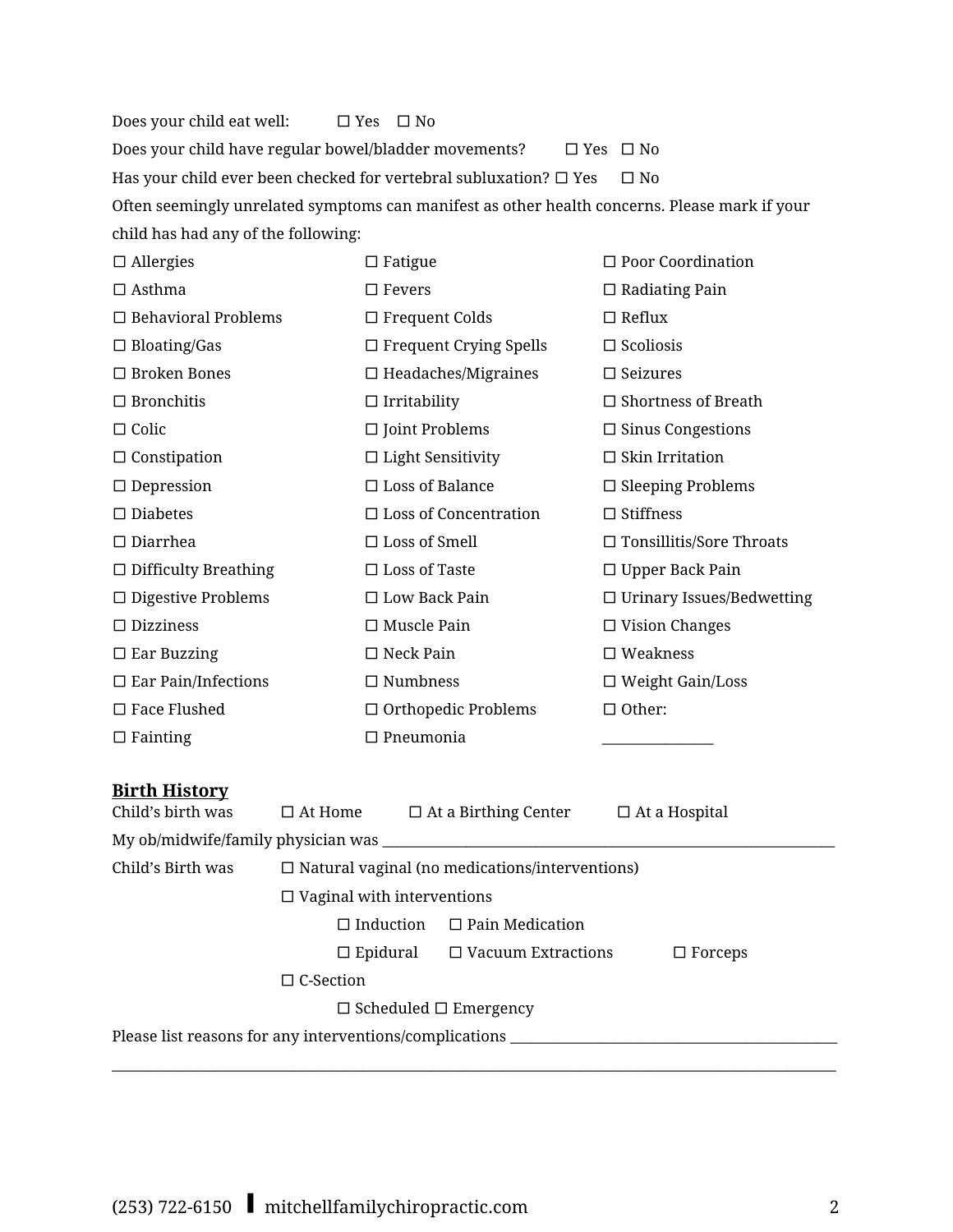Does your child eat well: ☐ Yes ☐ No

Does your child have regular bowel/bladder movements? ☐ Yes ☐ No

Has your child ever been checked for vertebral subluxation? ☐ Yes ☐ No

Often seemingly unrelated symptoms can manifest as other health concerns. Please mark if your child has had any of the following:

| | | |
|---|---|---|
| ☐ Allergies | ☐ Fatigue | ☐ Poor Coordination |
| ☐ Asthma | ☐ Fevers | ☐ Radiating Pain |
| ☐ Behavioral Problems | ☐ Frequent Colds | ☐ Reflux |
| ☐ Bloating/Gas | ☐ Frequent Crying Spells | ☐ Scoliosis |
| ☐ Broken Bones | ☐ Headaches/Migraines | ☐ Seizures |
| ☐ Bronchitis | ☐ Irritability | ☐ Shortness of Breath |
| ☐ Colic | ☐ Joint Problems | ☐ Sinus Congestions |
| ☐ Constipation | ☐ Light Sensitivity | ☐ Skin Irritation |
| ☐ Depression | ☐ Loss of Balance | ☐ Sleeping Problems |
| ☐ Diabetes | ☐ Loss of Concentration | ☐ Stiffness |
| ☐ Diarrhea | ☐ Loss of Smell | ☐ Tonsillitis/Sore Throats |
| ☐ Difficulty Breathing | ☐ Loss of Taste | ☐ Upper Back Pain |
| ☐ Digestive Problems | ☐ Low Back Pain | ☐ Urinary Issues/Bedwetting |
| ☐ Dizziness | ☐ Muscle Pain | ☐ Vision Changes |
| ☐ Ear Buzzing | ☐ Neck Pain | ☐ Weakness |
| ☐ Ear Pain/Infections | ☐ Numbness | ☐ Weight Gain/Loss |
| ☐ Face Flushed | ☐ Orthopedic Problems | ☐ Other: |
| ☐ Fainting | ☐ Pneumonia | _______________ |

## Birth History

Child's birth was ☐ At Home ☐ At a Birthing Center ☐ At a Hospital

My ob/midwife/family physician was ____________________________________________

Child's Birth was ☐ Natural vaginal (no medications/interventions)

☐ Vaginal with interventions

- ☐ Induction ☐ Pain Medication
- ☐ Epidural ☐ Vacuum Extractions ☐ Forceps

☐ C-Section

- ☐ Scheduled ☐ Emergency

Please list reasons for any interventions/complications ______________________________

__________________________________________________________________________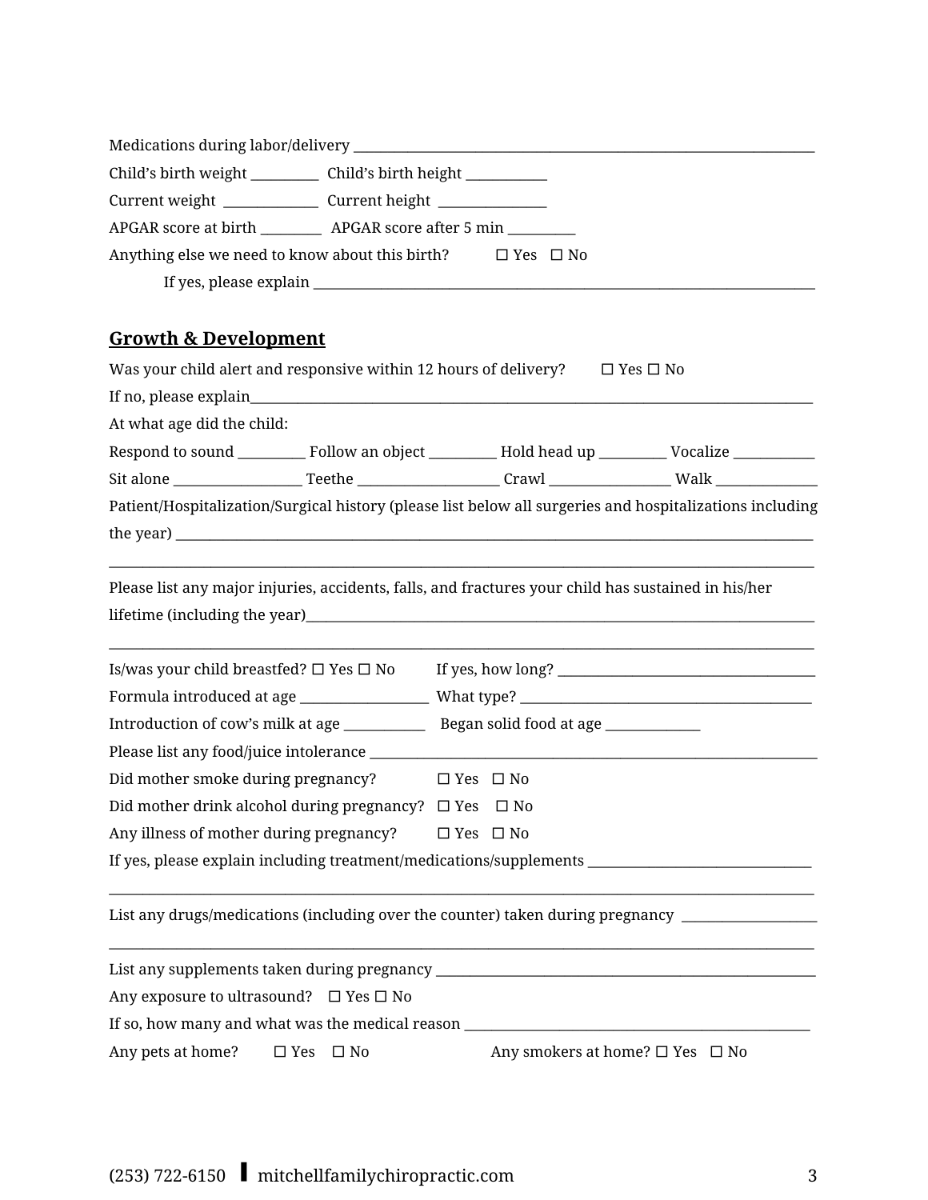Medications during labor/delivery ____________________________________________________________

Child's birth weight __________ Child's birth height ____________

Current weight ______________ Current height ________________

APGAR score at birth _________ APGAR score after 5 min __________

Anything else we need to know about this birth? ☐ Yes ☐ No

If yes, please explain ____________________________________________________________

## Growth & Development

Was your child alert and responsive within 12 hours of delivery? ☐ Yes ☐ No

If no, please explain______________________________________________________________

At what age did the child:

Respond to sound __________ Follow an object __________ Hold head up __________ Vocalize ____________

Sit alone ___________________ Teethe _____________________ Crawl __________________ Walk _______________

Patient/Hospitalization/Surgical history (please list below all surgeries and hospitalizations including the year) ______________________________________________________________________

______________________________________________________________________________________

Please list any major injuries, accidents, falls, and fractures your child has sustained in his/her lifetime (including the year)____________________________________________________________

______________________________________________________________________________________

Is/was your child breastfed? ☐ Yes ☐ No If yes, how long? _____________________________________

Formula introduced at age ___________________ What type? __________________________________________

Introduction of cow's milk at age ____________ Began solid food at age ______________

Please list any food/juice intolerance ___________________________________________________________

Did mother smoke during pregnancy? ☐ Yes ☐ No

Did mother drink alcohol during pregnancy? ☐ Yes ☐ No

Any illness of mother during pregnancy? ☐ Yes ☐ No

If yes, please explain including treatment/medications/supplements ________________________________

______________________________________________________________________________________

List any drugs/medications (including over the counter) taken during pregnancy ____________________

______________________________________________________________________________________

List any supplements taken during pregnancy _______________________________________________________

Any exposure to ultrasound? ☐ Yes ☐ No

If so, how many and what was the medical reason __________________________________________________

Any pets at home? ☐ Yes ☐ No Any smokers at home? ☐ Yes ☐ No

(253) 722-6150 mitchellfamilychiropractic.com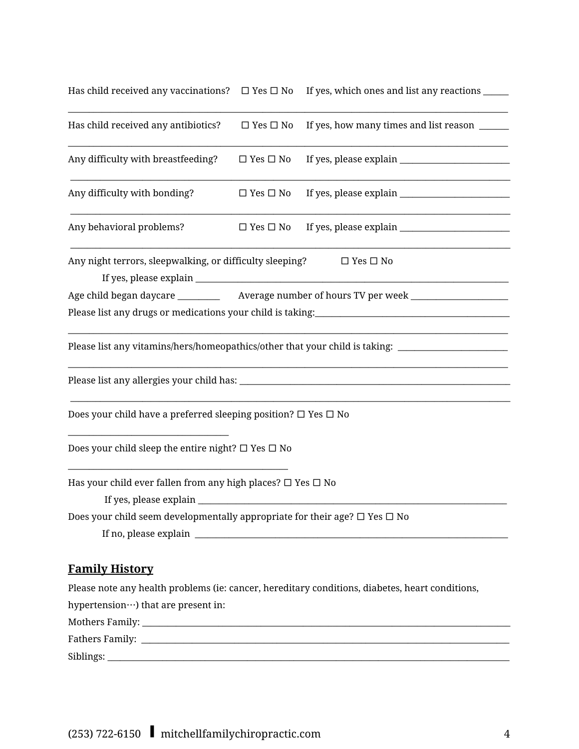Has child received any vaccinations? ☐ Yes ☐ No If yes, which ones and list any reactions ______

________________________________________________________________________________________

Has child received any antibiotics? ☐ Yes ☐ No If yes, how many times and list reason _______

________________________________________________________________________________________

Any difficulty with breastfeeding? ☐ Yes ☐ No If yes, please explain _________________________

________________________________________________________________________________________

Any difficulty with bonding? ☐ Yes ☐ No If yes, please explain _________________________

________________________________________________________________________________________

Any behavioral problems? ☐ Yes ☐ No If yes, please explain _________________________

________________________________________________________________________________________

Any night terrors, sleepwalking, or difficulty sleeping? ☐ Yes ☐ No

If yes, please explain ___________________________________________________________________

Age child began daycare __________ Average number of hours TV per week ______________________

Please list any drugs or medications your child is taking:____________________________________________

________________________________________________________________________________________

Please list any vitamins/hers/homeopathics/other that your child is taking: _________________________

________________________________________________________________________________________

Please list any allergies your child has: _______________________________________________________

________________________________________________________________________________________

Does your child have a preferred sleeping position? ☐ Yes ☐ No

_____________________________________

Does your child sleep the entire night? ☐ Yes ☐ No

___________________________________________________

Has your child ever fallen from any high places? ☐ Yes ☐ No

If yes, please explain ___________________________________________________________________

Does your child seem developmentally appropriate for their age? ☐ Yes ☐ No

If no, please explain ___________________________________________________________________

## Family History

Please note any health problems (ie: cancer, hereditary conditions, diabetes, heart conditions, hypertension…) that are present in:

Mothers Family: _______________________________________________________________________

Fathers Family: _______________________________________________________________________

Siblings: _____________________________________________________________________________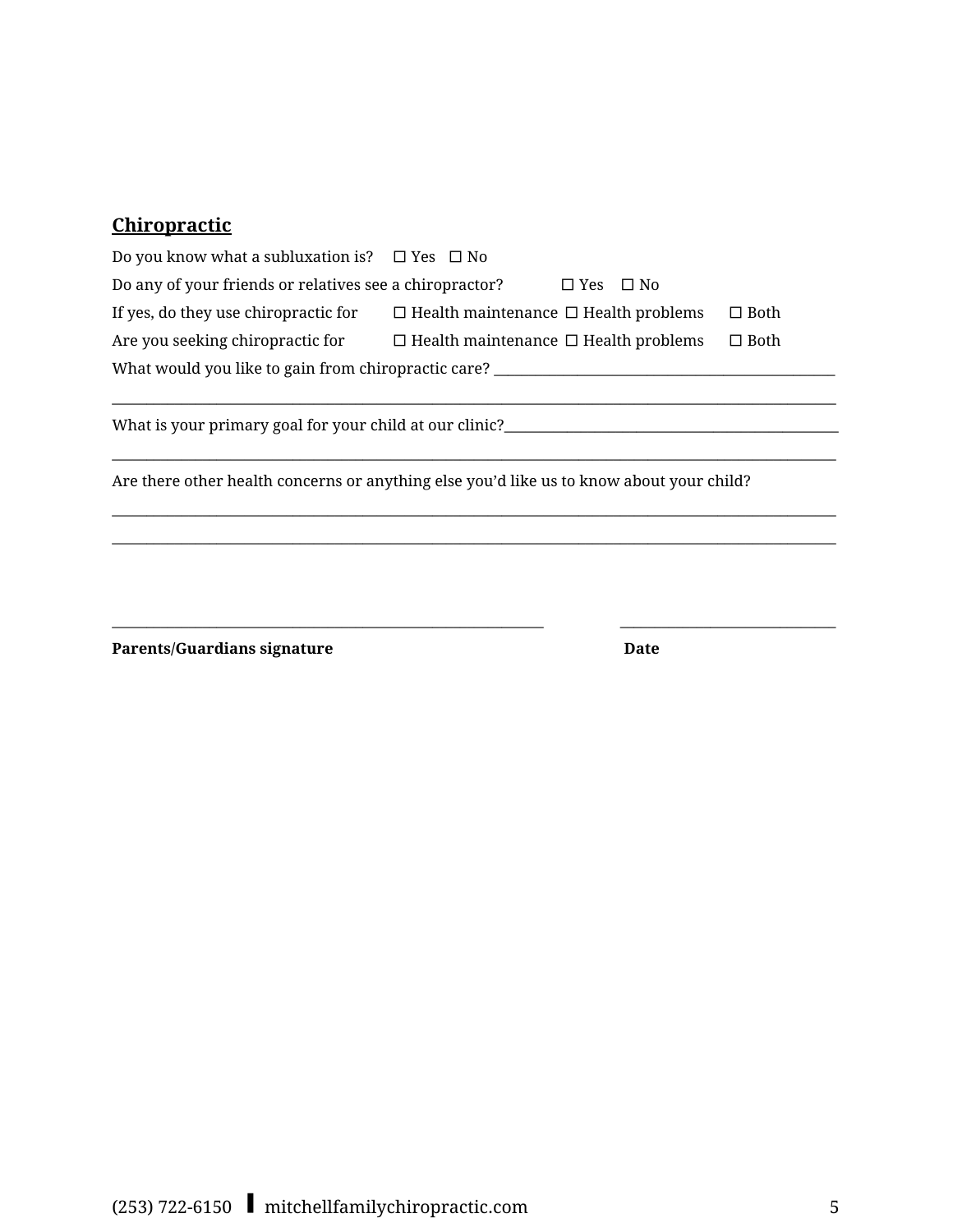## Chiropractic

Do you know what a subluxation is? ☐ Yes ☐ No

Do any of your friends or relatives see a chiropractor? ☐ Yes ☐ No

If yes, do they use chiropractic for ☐ Health maintenance ☐ Health problems ☐ Both

Are you seeking chiropractic for ☐ Health maintenance ☐ Health problems ☐ Both

What would you like to gain from chiropractic care? ________________________________________________

________________________________________________________________________________________________

What is your primary goal for your child at our clinic?________________________________________________

________________________________________________________________________________________________

Are there other health concerns or anything else you'd like us to know about your child?

________________________________________________________________________________________________

________________________________________________________________________________________________

____________________________________________________________ ______________________________

**Parents/Guardians signature** **Date**

(253) 722-6150 ▌ mitchellfamilychiropractic.com